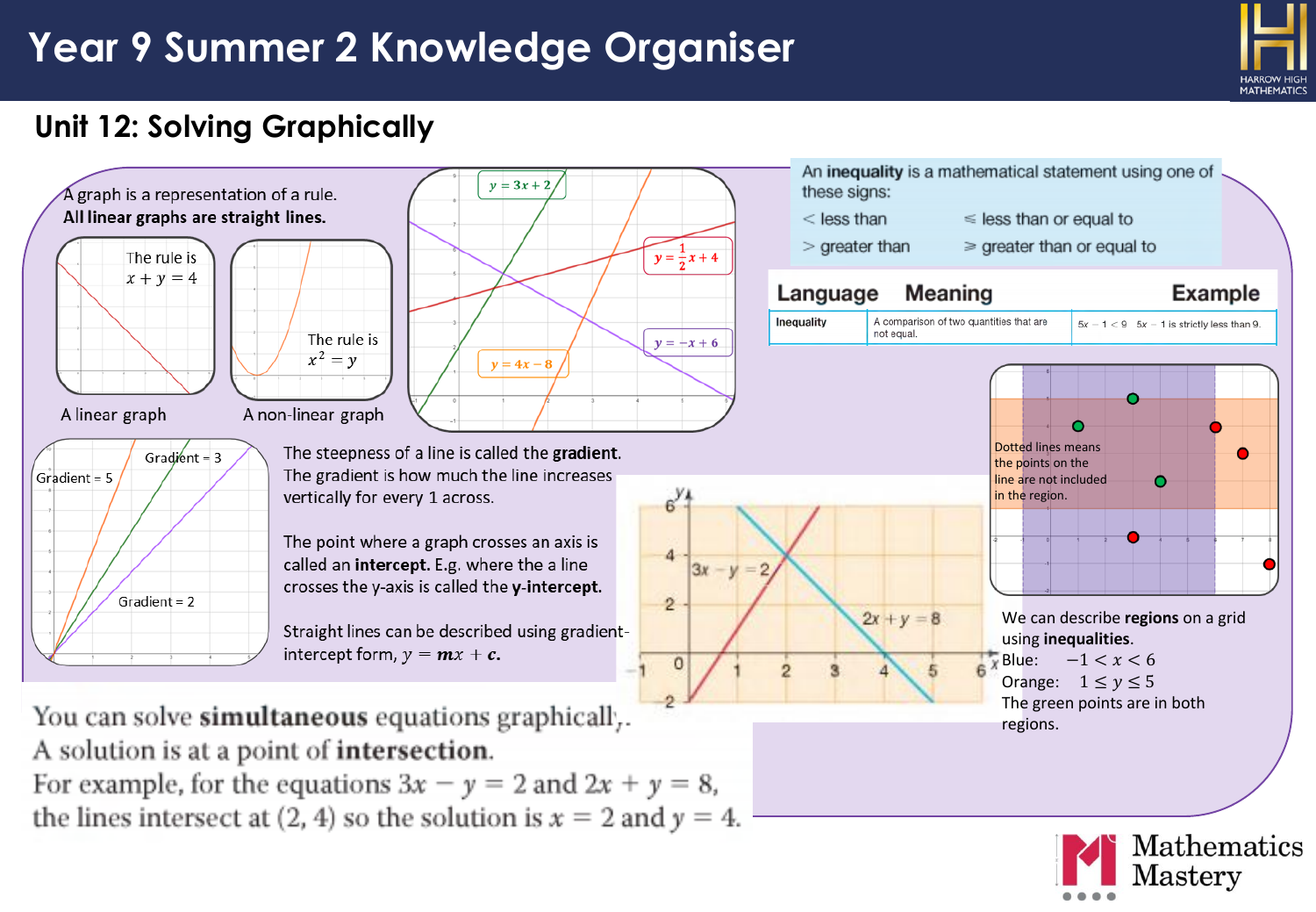# Year 9 Summer 2 Knowledge Organiser

## Unit 12: Solving Graphically

A graph is a representation of a rule.
**All linear graphs are straight lines.**

The rule is $x + y = 4$

The rule is $x^2 = y$

A linear graph

A non-linear graph

$y = 3x + 2$

$y = \frac{1}{2}x + 4$

$y = -x + 6$

$y = 4x - 8$

An **inequality** is a mathematical statement using one of these signs:

- $<$ less than
- $\leq$ less than or equal to
- $>$ greater than
- $\geq$ greater than or equal to

| Language | Meaning | Example |
|---|---|---|
| Inequality | A comparison of two quantities that are not equal. | $5x - 1 < 9$ $5x - 1$ is strictly less than 9. |

Gradient = 5

Gradient = 3

Gradient = 2

The steepness of a line is called the **gradient**. The gradient is how much the line increases vertically for every 1 across.

The point where a graph crosses an axis is called an **intercept.** E.g. where the a line crosses the y-axis is called the **y-intercept**.

Straight lines can be described using gradient-intercept form, $y = mx + c$.

$3x - y = 2$

$2x + y = 8$

Dotted lines means the points on the line are not included in the region.

We can describe **regions** on a grid using **inequalities**.

Blue: $-1 < x < 6$

Orange: $1 \leq y \leq 5$

The green points are in both regions.

You can solve **simultaneous** equations graphically.
A solution is at a point of **intersection**.
For example, for the equations $3x - y = 2$ and $2x + y = 8$, the lines intersect at $(2, 4)$ so the solution is $x = 2$ and $y = 4$.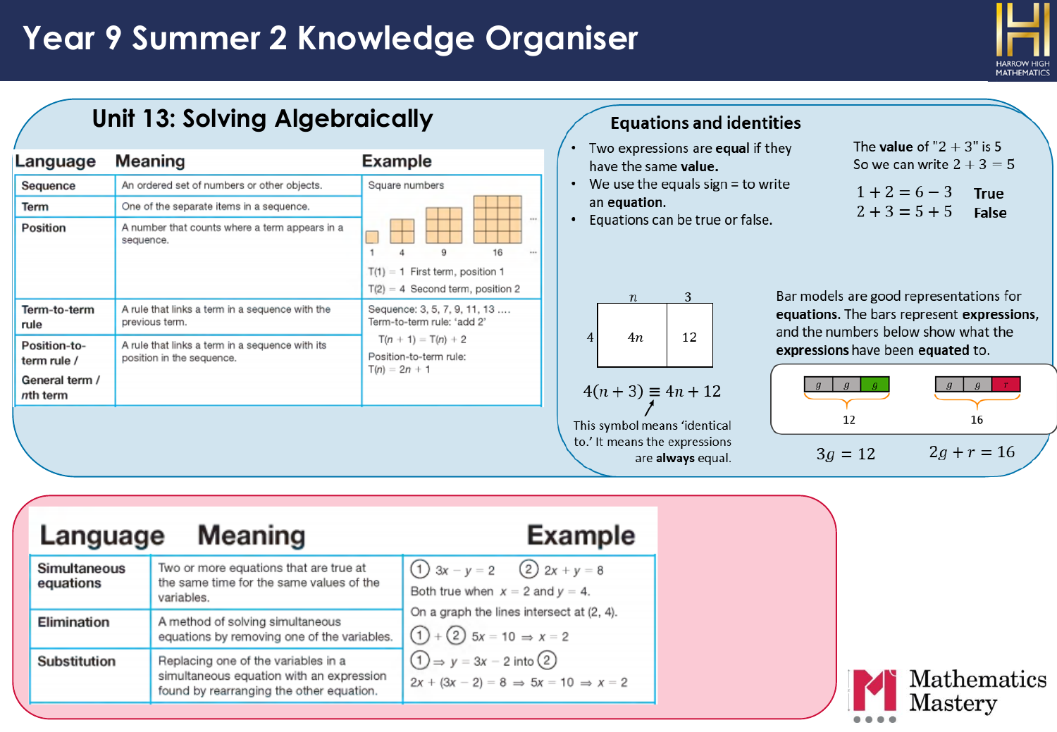# Year 9 Summer 2 Knowledge Organiser

## Unit 13: Solving Algebraically

| Language | Meaning | Example |
|---|---|---|
| Sequence | An ordered set of numbers or other objects. | Square numbers |
| Term | One of the separate items in a sequence. | 1, 4, 9, 16 ... |
| Position | A number that counts where a term appears in a sequence. | T(1) = 1 First term, position 1<br>T(2) = 4 Second term, position 2 |
| Term-to-term rule | A rule that links a term in a sequence with the previous term. | Sequence: 3, 5, 7, 9, 11, 13 ....<br>Term-to-term rule: 'add 2'<br>$T(n+1) = T(n) + 2$ |
| Position-to-term rule / General term / $n$th term | A rule that links a term in a sequence with its position in the sequence. | Position-to-term rule:<br>$T(n) = 2n + 1$ |

### Equations and identities

- Two expressions are **equal** if they have the same **value**.
- We use the equals sign = to write an **equation**.
- Equations can be true or false.

The **value** of "$2 + 3$" is 5
So we can write $2 + 3 = 5$

$1 + 2 = 6 - 3$ **True**
$2 + 3 = 5 + 5$ **False**

| | $n$ | 3 |
|---|---|---|
| 4 | $4n$ | 12 |

$$4(n+3) \equiv 4n + 12$$

This symbol means 'identical to.' It means the expressions are **always** equal.

Bar models are good representations for **equations.** The bars represent **expressions**, and the numbers below show what the **expressions** have been **equated** to.

| $g$ | $g$ | $g$ |
|---|---|---|
| 12 | | |

| $g$ | $g$ | $r$ |
|---|---|---|
| 16 | | |

$$3g = 12 \qquad 2g + r = 16$$

| Language | Meaning | Example |
|---|---|---|
| Simultaneous equations | Two or more equations that are true at the same time for the same values of the variables. | (1) $3x - y = 2$ (2) $2x + y = 8$<br>Both true when $x = 2$ and $y = 4$.<br>On a graph the lines intersect at (2, 4). |
| Elimination | A method of solving simultaneous equations by removing one of the variables. | (1) + (2) $5x = 10 \Rightarrow x = 2$ |
| Substitution | Replacing one of the variables in a simultaneous equation with an expression found by rearranging the other equation. | (1) $\Rightarrow y = 3x - 2$ into (2)<br>$2x + (3x - 2) = 8 \Rightarrow 5x = 10 \Rightarrow x = 2$ |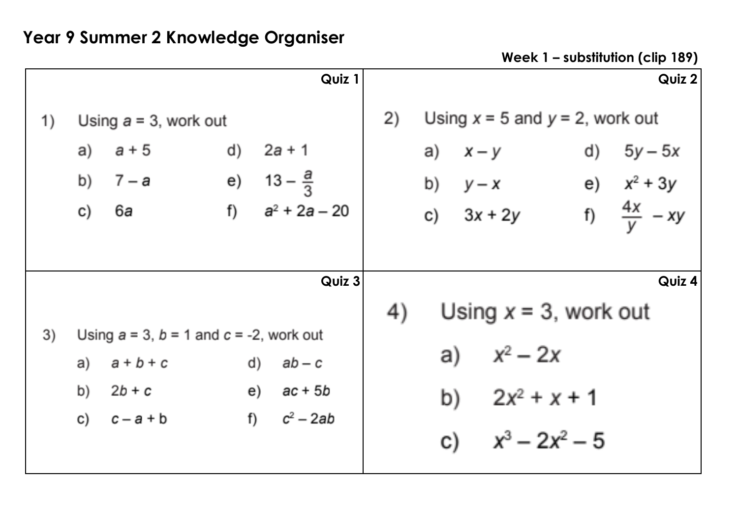# Year 9 Summer 2 Knowledge Organiser

**Week 1 – substitution (clip 189)**

**Quiz 1**

1) Using $a = 3$, work out

a) $a + 5$

b) $7 - a$

c) $6a$

d) $2a + 1$

e) $13 - \frac{a}{3}$

f) $a^2 + 2a - 20$

**Quiz 2**

2) Using $x = 5$ and $y = 2$, work out

a) $x - y$

b) $y - x$

c) $3x + 2y$

d) $5y - 5x$

e) $x^2 + 3y$

f) $\frac{4x}{y} - xy$

**Quiz 3**

3) Using $a = 3$, $b = 1$ and $c = -2$, work out

a) $a + b + c$

b) $2b + c$

c) $c - a + b$

d) $ab - c$

e) $ac + 5b$

f) $c^2 - 2ab$

**Quiz 4**

4) Using $x = 3$, work out

a) $x^2 - 2x$

b) $2x^2 + x + 1$

c) $x^3 - 2x^2 - 5$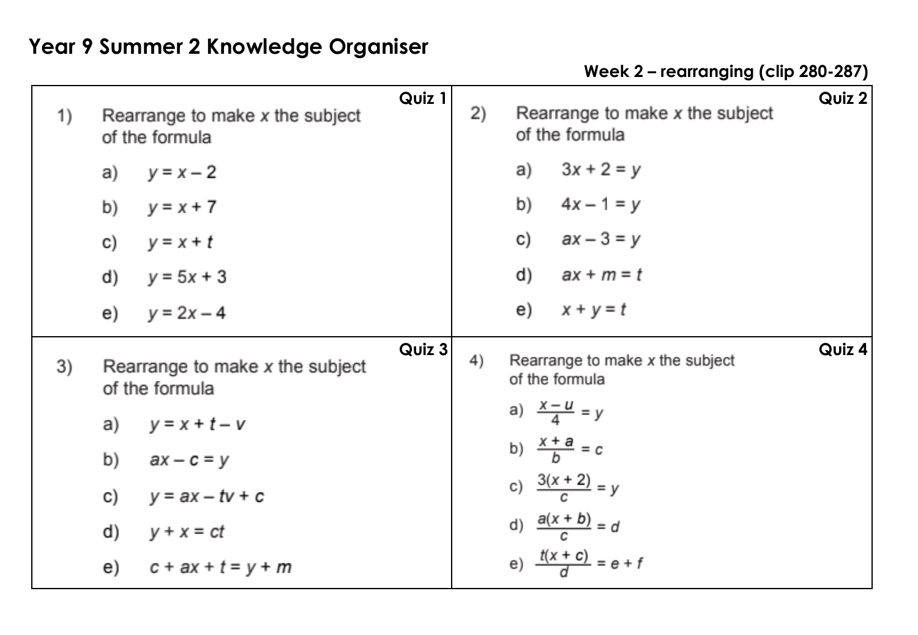# Year 9 Summer 2 Knowledge Organiser

**Week 2 – rearranging (clip 280-287)**

**Quiz 1**

1) Rearrange to make $x$ the subject of the formula

a) $y = x - 2$

b) $y = x + 7$

c) $y = x + t$

d) $y = 5x + 3$

e) $y = 2x - 4$

**Quiz 2**

2) Rearrange to make $x$ the subject of the formula

a) $3x + 2 = y$

b) $4x - 1 = y$

c) $ax - 3 = y$

d) $ax + m = t$

e) $x + y = t$

**Quiz 3**

3) Rearrange to make $x$ the subject of the formula

a) $y = x + t - v$

b) $ax - c = y$

c) $y = ax - tv + c$

d) $y + x = ct$

e) $c + ax + t = y + m$

**Quiz 4**

4) Rearrange to make $x$ the subject of the formula

a) $\frac{x - u}{4} = y$

b) $\frac{x + a}{b} = c$

c) $\frac{3(x + 2)}{c} = y$

d) $\frac{a(x + b)}{c} = d$

e) $\frac{t(x + c)}{d} = e + f$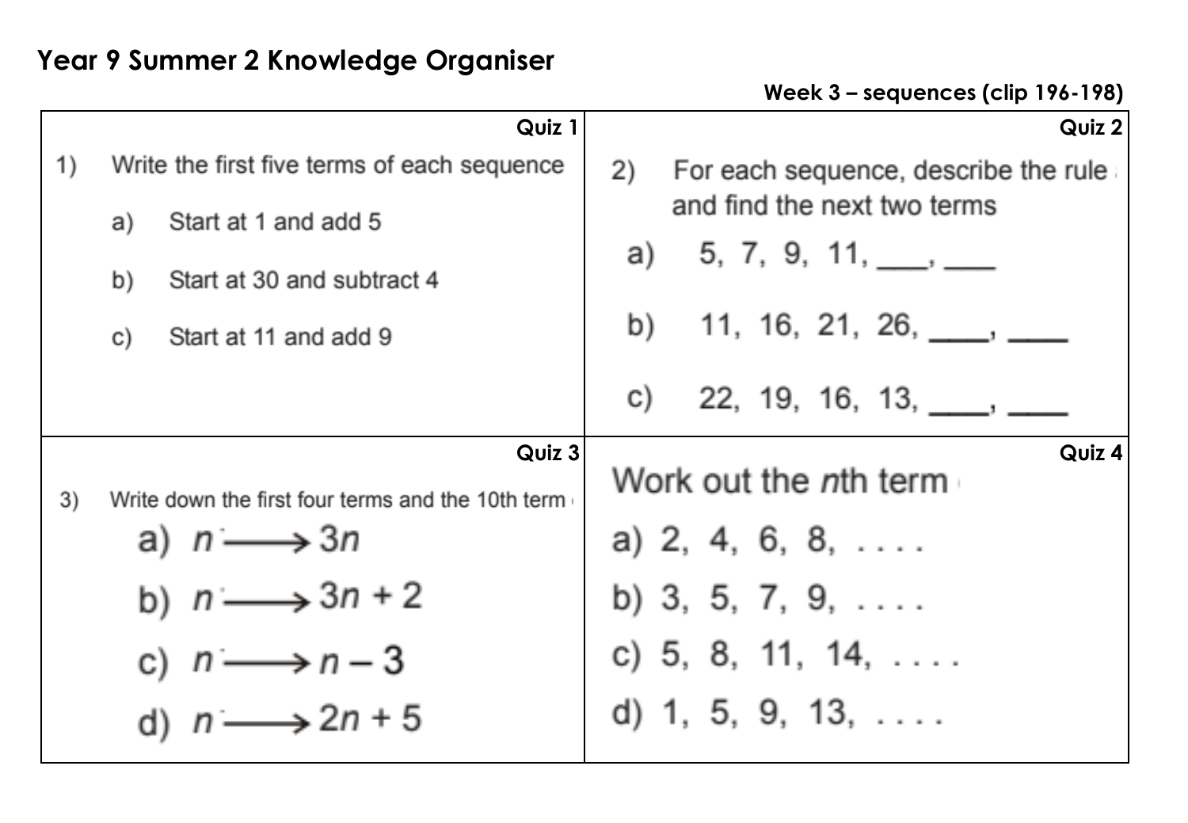# Year 9 Summer 2 Knowledge Organiser

**Week 3 – sequences (clip 196-198)**

### Quiz 1

1) Write the first five terms of each sequence

a) Start at 1 and add 5

b) Start at 30 and subtract 4

c) Start at 11 and add 9

### Quiz 2

2) For each sequence, describe the rule and find the next two terms

a) 5, 7, 9, 11, \_\_\_\_, \_\_\_\_

b) 11, 16, 21, 26, \_\_\_\_, \_\_\_\_

c) 22, 19, 16, 13, \_\_\_\_, \_\_\_\_

### Quiz 3

3) Write down the first four terms and the 10th term

a) $n \longrightarrow 3n$

b) $n \longrightarrow 3n + 2$

c) $n \longrightarrow n - 3$

d) $n \longrightarrow 2n + 5$

### Quiz 4

Work out the *n*th term

a) 2, 4, 6, 8, . . . .

b) 3, 5, 7, 9, . . . .

c) 5, 8, 11, 14, . . . .

d) 1, 5, 9, 13, . . . .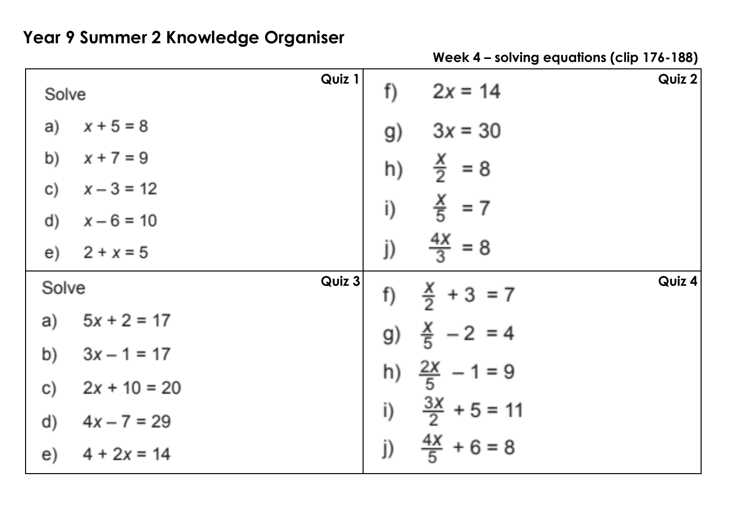# Year 9 Summer 2 Knowledge Organiser

**Week 4 – solving equations (clip 176-188)**

**Quiz 1**

Solve

a) $x + 5 = 8$

b) $x + 7 = 9$

c) $x - 3 = 12$

d) $x - 6 = 10$

e) $2 + x = 5$

**Quiz 2**

f) $2x = 14$

g) $3x = 30$

h) $\frac{x}{2} = 8$

i) $\frac{x}{5} = 7$

j) $\frac{4x}{3} = 8$

**Quiz 3**

Solve

a) $5x + 2 = 17$

b) $3x - 1 = 17$

c) $2x + 10 = 20$

d) $4x - 7 = 29$

e) $4 + 2x = 14$

**Quiz 4**

f) $\frac{x}{2} + 3 = 7$

g) $\frac{x}{5} - 2 = 4$

h) $\frac{2x}{5} - 1 = 9$

i) $\frac{3x}{2} + 5 = 11$

j) $\frac{4x}{5} + 6 = 8$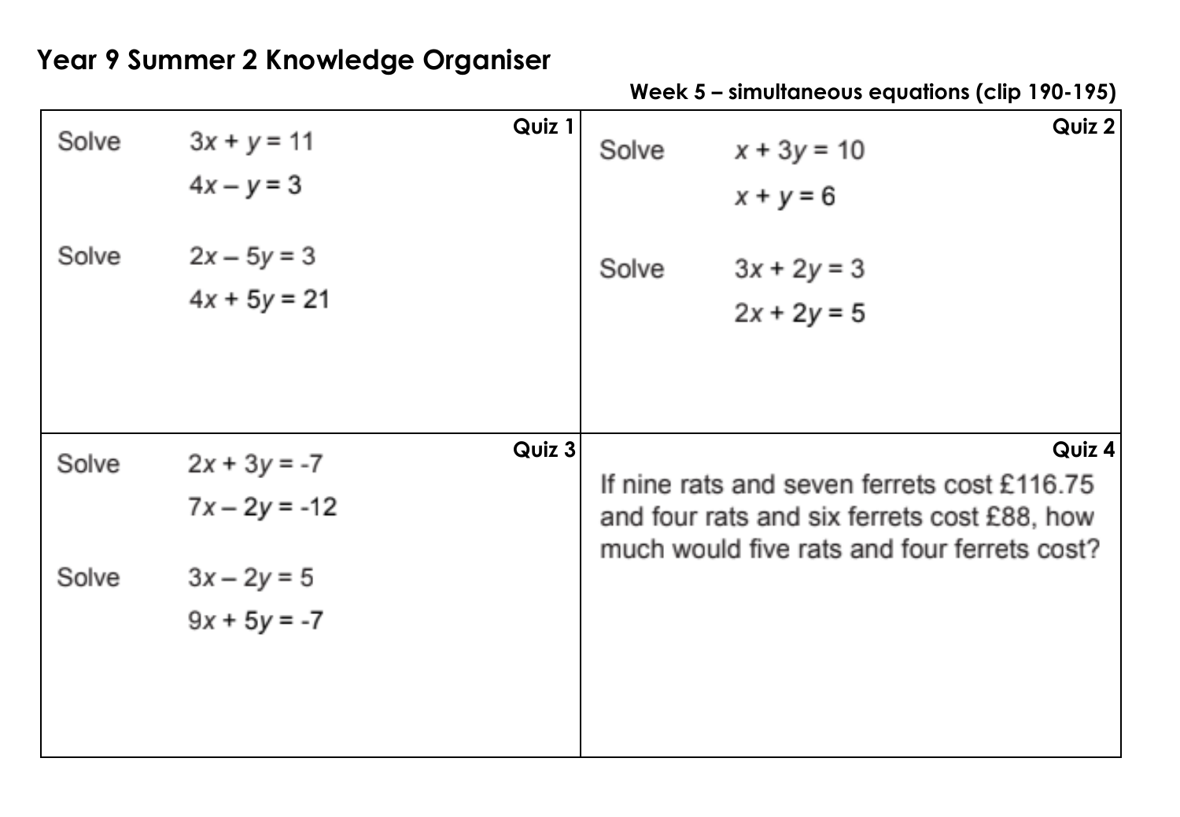# Year 9 Summer 2 Knowledge Organiser

**Week 5 – simultaneous equations (clip 190-195)**

| **Quiz 1** | **Quiz 2** |
|---|---|
| Solve $3x + y = 11$, $4x - y = 3$ <br><br> Solve $2x - 5y = 3$, $4x + 5y = 21$ | Solve $x + 3y = 10$, $x + y = 6$ <br><br> Solve $3x + 2y = 3$, $2x + 2y = 5$ |
| **Quiz 3** | **Quiz 4** |
| Solve $2x + 3y = -7$, $7x - 2y = -12$ <br><br> Solve $3x - 2y = 5$, $9x + 5y = -7$ | If nine rats and seven ferrets cost £116.75 and four rats and six ferrets cost £88, how much would five rats and four ferrets cost? |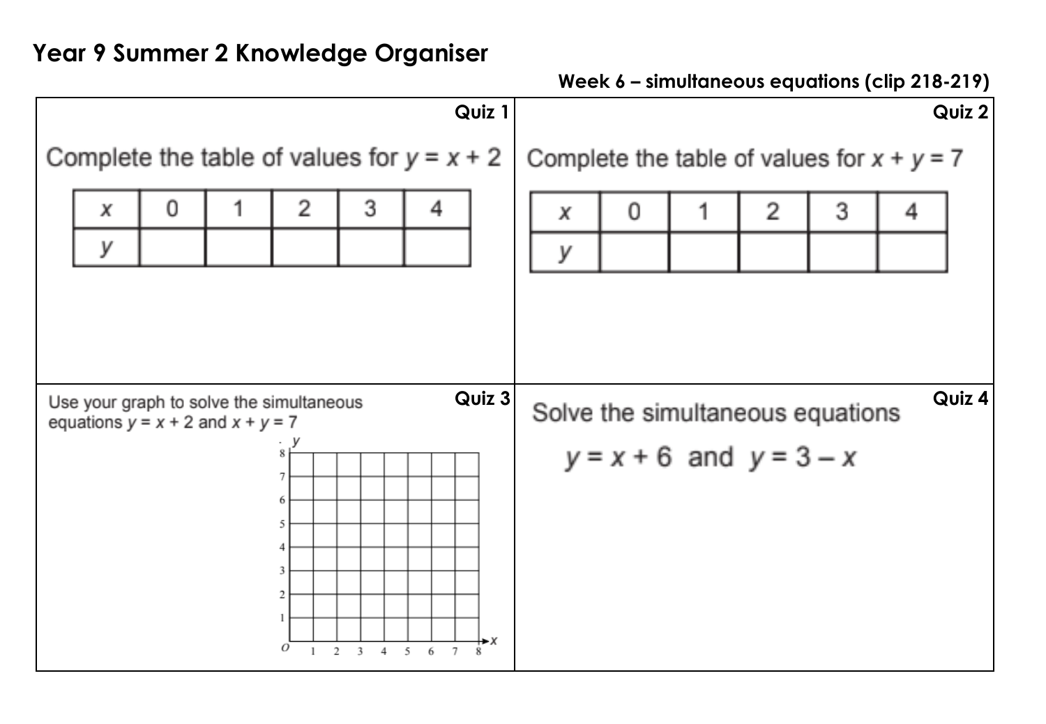## Year 9 Summer 2 Knowledge Organiser

**Week 6 – simultaneous equations (clip 218-219)**

**Quiz 1**

Complete the table of values for $y = x + 2$

| $x$ | 0 | 1 | 2 | 3 | 4 |
|---|---|---|---|---|---|
| $y$ | | | | | |

**Quiz 2**

Complete the table of values for $x + y = 7$

| $x$ | 0 | 1 | 2 | 3 | 4 |
|---|---|---|---|---|---|
| $y$ | | | | | |

**Quiz 3**

Use your graph to solve the simultaneous equations $y = x + 2$ and $x + y = 7$

**Quiz 4**

Solve the simultaneous equations

$y = x + 6$ and $y = 3 - x$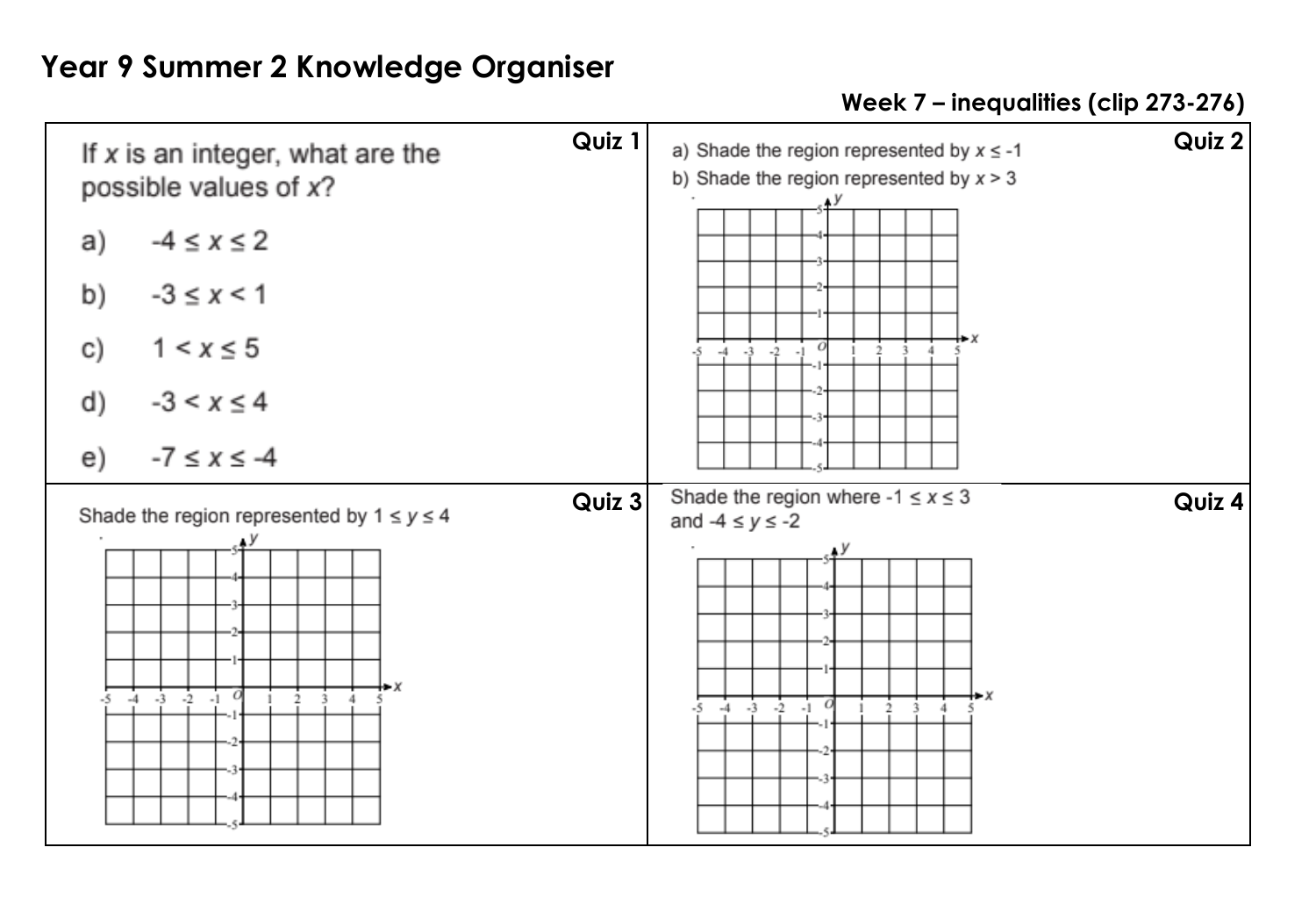# Year 9 Summer 2 Knowledge Organiser

**Week 7 – inequalities (clip 273-276)**

**Quiz 1**

If $x$ is an integer, what are the possible values of $x$?

a) $-4 \leq x \leq 2$

b) $-3 \leq x < 1$

c) $1 < x \leq 5$

d) $-3 < x \leq 4$

e) $-7 \leq x \leq -4$

**Quiz 2**

a) Shade the region represented by $x \leq -1$

b) Shade the region represented by $x > 3$

**Quiz 3**

Shade the region represented by $1 \leq y \leq 4$

**Quiz 4**

Shade the region where $-1 \leq x \leq 3$ and $-4 \leq y \leq -2$